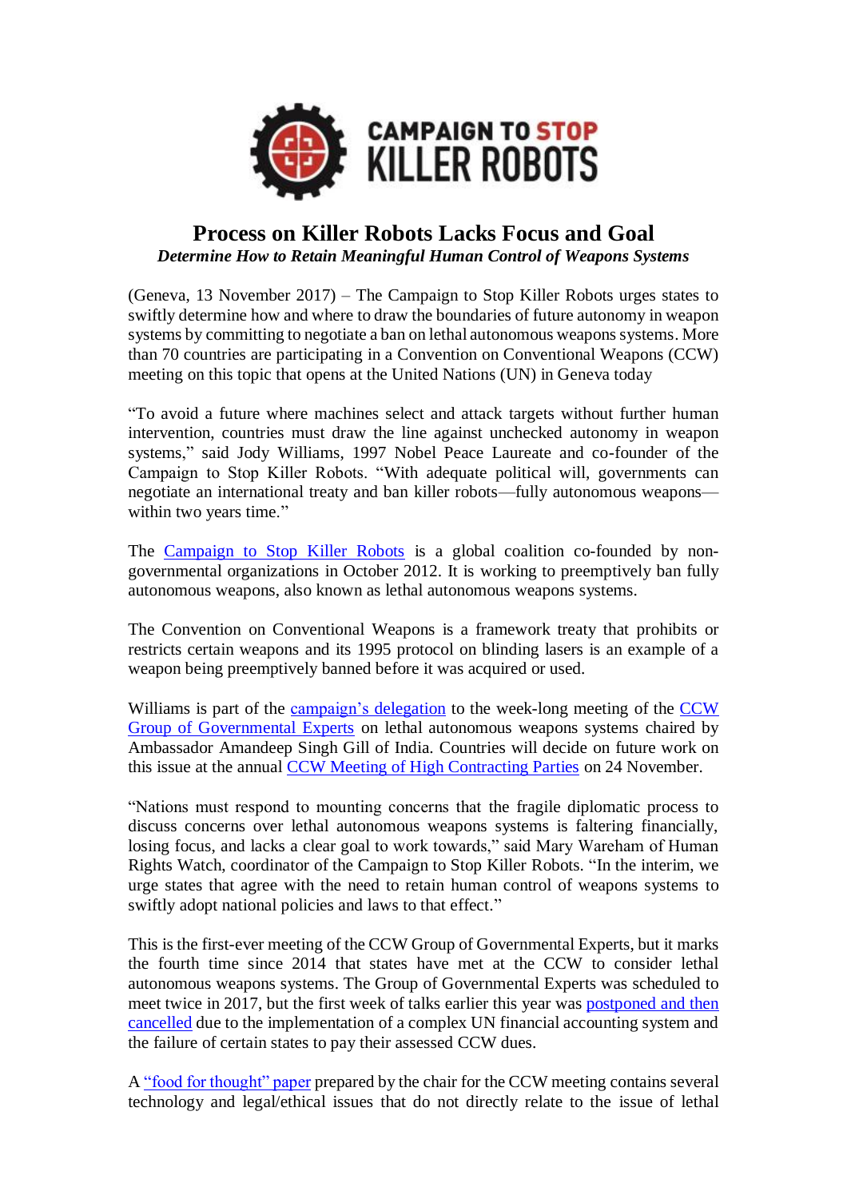CAMPAIGN TO STOP KILLER ROBOTS

# Process on Killer Robots Lacks Focus and Goal

***Determine How to Retain Meaningful Human Control of Weapons Systems***

(Geneva, 13 November 2017) – The Campaign to Stop Killer Robots urges states to swiftly determine how and where to draw the boundaries of future autonomy in weapon systems by committing to negotiate a ban on lethal autonomous weapons systems. More than 70 countries are participating in a Convention on Conventional Weapons (CCW) meeting on this topic that opens at the United Nations (UN) in Geneva today

"To avoid a future where machines select and attack targets without further human intervention, countries must draw the line against unchecked autonomy in weapon systems," said Jody Williams, 1997 Nobel Peace Laureate and co-founder of the Campaign to Stop Killer Robots. "With adequate political will, governments can negotiate an international treaty and ban killer robots—fully autonomous weapons—within two years time."

The Campaign to Stop Killer Robots is a global coalition co-founded by non-governmental organizations in October 2012. It is working to preemptively ban fully autonomous weapons, also known as lethal autonomous weapons systems.

The Convention on Conventional Weapons is a framework treaty that prohibits or restricts certain weapons and its 1995 protocol on blinding lasers is an example of a weapon being preemptively banned before it was acquired or used.

Williams is part of the campaign's delegation to the week-long meeting of the CCW Group of Governmental Experts on lethal autonomous weapons systems chaired by Ambassador Amandeep Singh Gill of India. Countries will decide on future work on this issue at the annual CCW Meeting of High Contracting Parties on 24 November.

"Nations must respond to mounting concerns that the fragile diplomatic process to discuss concerns over lethal autonomous weapons systems is faltering financially, losing focus, and lacks a clear goal to work towards," said Mary Wareham of Human Rights Watch, coordinator of the Campaign to Stop Killer Robots. "In the interim, we urge states that agree with the need to retain human control of weapons systems to swiftly adopt national policies and laws to that effect."

This is the first-ever meeting of the CCW Group of Governmental Experts, but it marks the fourth time since 2014 that states have met at the CCW to consider lethal autonomous weapons systems. The Group of Governmental Experts was scheduled to meet twice in 2017, but the first week of talks earlier this year was postponed and then cancelled due to the implementation of a complex UN financial accounting system and the failure of certain states to pay their assessed CCW dues.

A "food for thought" paper prepared by the chair for the CCW meeting contains several technology and legal/ethical issues that do not directly relate to the issue of lethal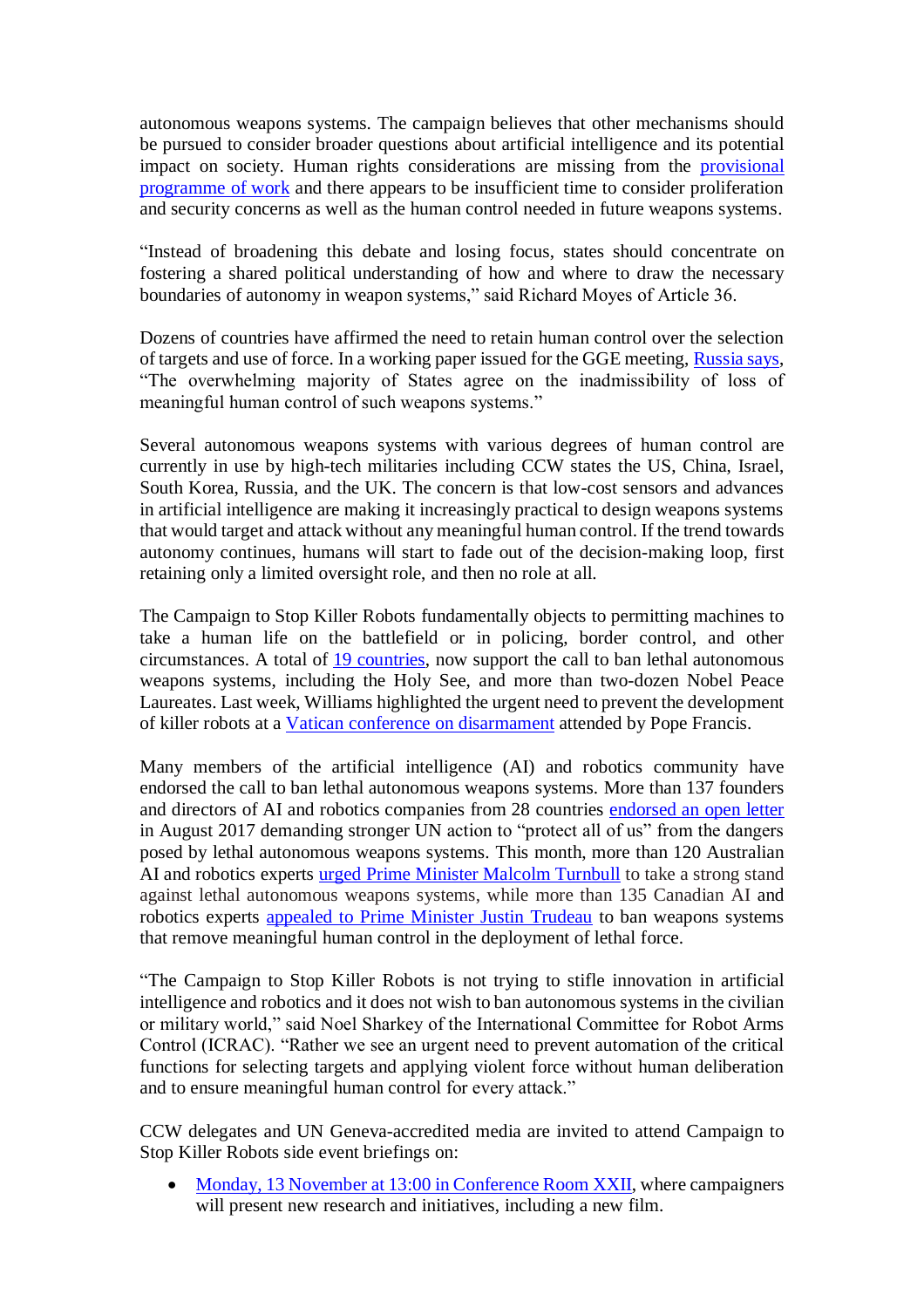autonomous weapons systems. The campaign believes that other mechanisms should be pursued to consider broader questions about artificial intelligence and its potential impact on society. Human rights considerations are missing from the provisional programme of work and there appears to be insufficient time to consider proliferation and security concerns as well as the human control needed in future weapons systems.

"Instead of broadening this debate and losing focus, states should concentrate on fostering a shared political understanding of how and where to draw the necessary boundaries of autonomy in weapon systems," said Richard Moyes of Article 36.

Dozens of countries have affirmed the need to retain human control over the selection of targets and use of force. In a working paper issued for the GGE meeting, Russia says, "The overwhelming majority of States agree on the inadmissibility of loss of meaningful human control of such weapons systems."

Several autonomous weapons systems with various degrees of human control are currently in use by high-tech militaries including CCW states the US, China, Israel, South Korea, Russia, and the UK. The concern is that low-cost sensors and advances in artificial intelligence are making it increasingly practical to design weapons systems that would target and attack without any meaningful human control. If the trend towards autonomy continues, humans will start to fade out of the decision-making loop, first retaining only a limited oversight role, and then no role at all.

The Campaign to Stop Killer Robots fundamentally objects to permitting machines to take a human life on the battlefield or in policing, border control, and other circumstances. A total of 19 countries, now support the call to ban lethal autonomous weapons systems, including the Holy See, and more than two-dozen Nobel Peace Laureates. Last week, Williams highlighted the urgent need to prevent the development of killer robots at a Vatican conference on disarmament attended by Pope Francis.

Many members of the artificial intelligence (AI) and robotics community have endorsed the call to ban lethal autonomous weapons systems. More than 137 founders and directors of AI and robotics companies from 28 countries endorsed an open letter in August 2017 demanding stronger UN action to "protect all of us" from the dangers posed by lethal autonomous weapons systems. This month, more than 120 Australian AI and robotics experts urged Prime Minister Malcolm Turnbull to take a strong stand against lethal autonomous weapons systems, while more than 135 Canadian AI and robotics experts appealed to Prime Minister Justin Trudeau to ban weapons systems that remove meaningful human control in the deployment of lethal force.

"The Campaign to Stop Killer Robots is not trying to stifle innovation in artificial intelligence and robotics and it does not wish to ban autonomous systems in the civilian or military world," said Noel Sharkey of the International Committee for Robot Arms Control (ICRAC). "Rather we see an urgent need to prevent automation of the critical functions for selecting targets and applying violent force without human deliberation and to ensure meaningful human control for every attack."

CCW delegates and UN Geneva-accredited media are invited to attend Campaign to Stop Killer Robots side event briefings on:

- Monday, 13 November at 13:00 in Conference Room XXII, where campaigners will present new research and initiatives, including a new film.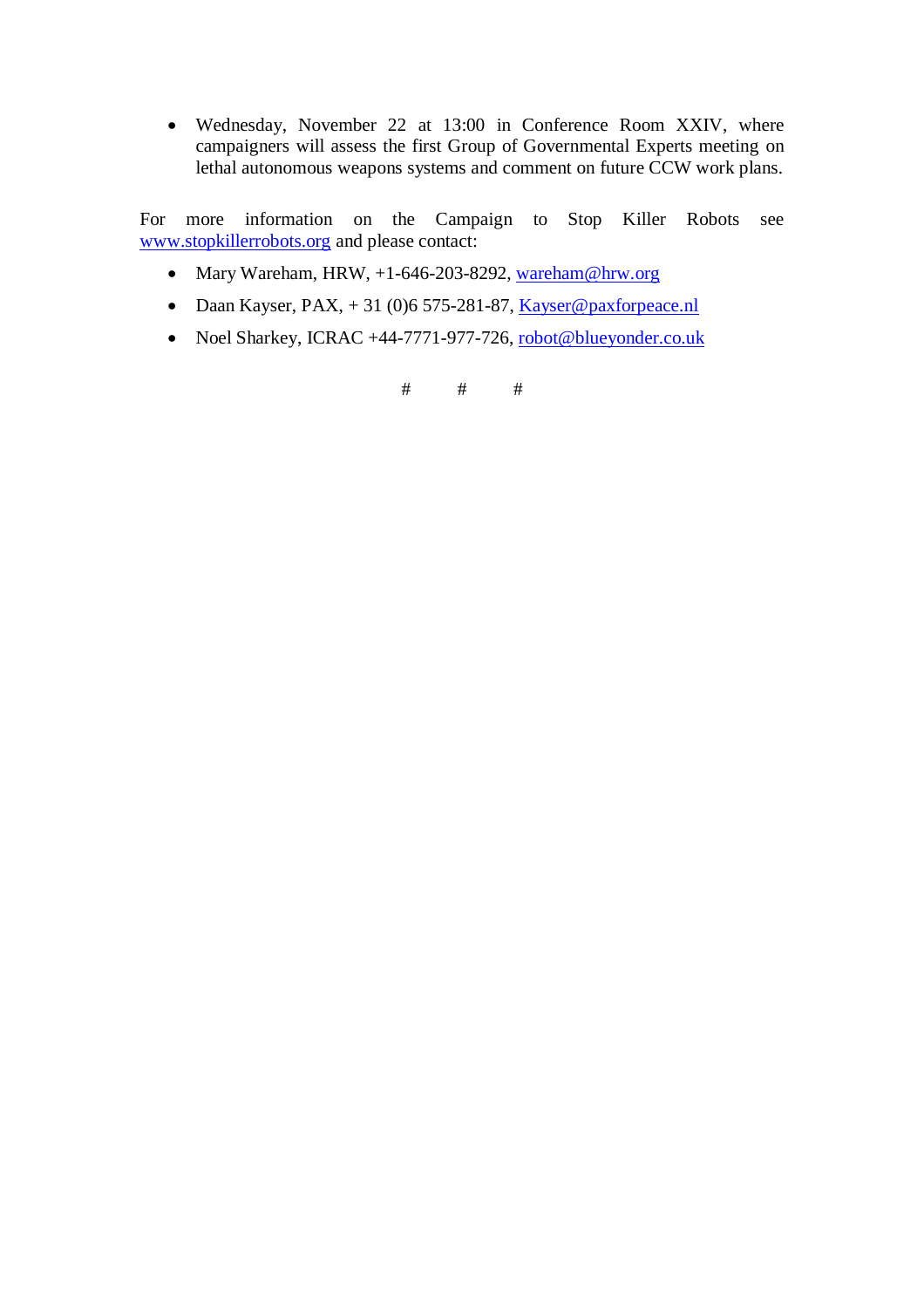- Wednesday, November 22 at 13:00 in Conference Room XXIV, where campaigners will assess the first Group of Governmental Experts meeting on lethal autonomous weapons systems and comment on future CCW work plans.

For more information on the Campaign to Stop Killer Robots see www.stopkillerrobots.org and please contact:

- Mary Wareham, HRW, +1-646-203-8292, wareham@hrw.org
- Daan Kayser, PAX, + 31 (0)6 575-281-87, Kayser@paxforpeace.nl
- Noel Sharkey, ICRAC +44-7771-977-726, robot@blueyonder.co.uk

\# # #